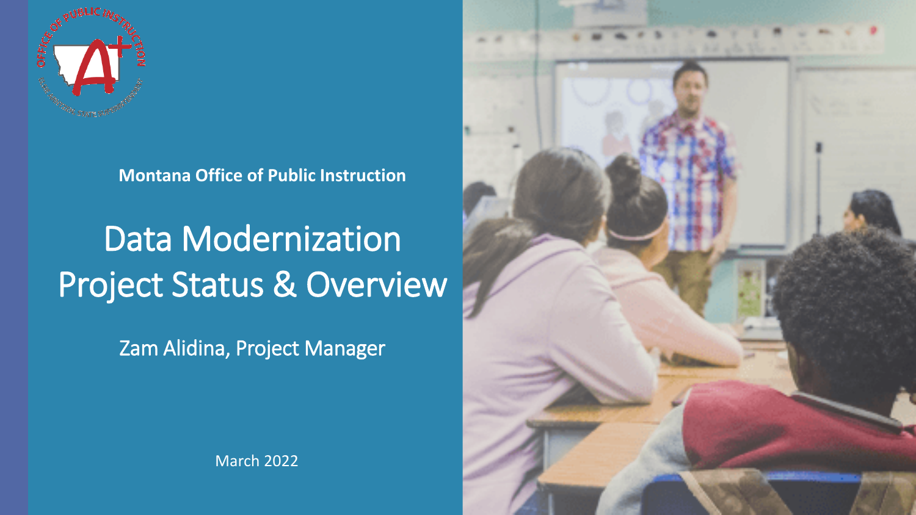**Montana Office of Public Instruction**

# Data Modernization Project Status & Overview

Zam Alidina, Project Manager

March 2022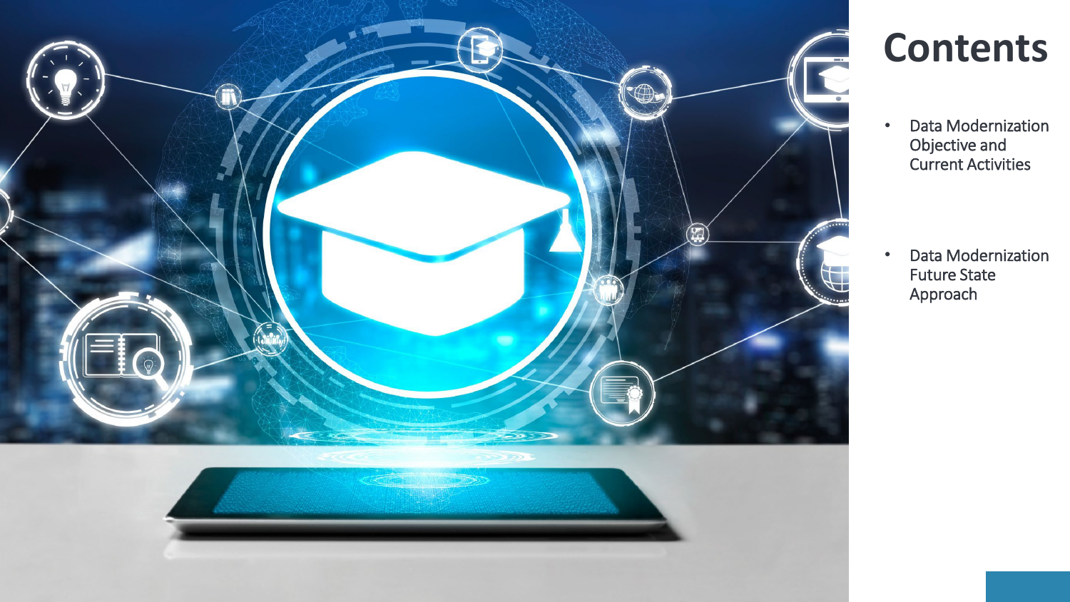# Contents

- Data Modernization Objective and Current Activities
- Data Modernization Future State Approach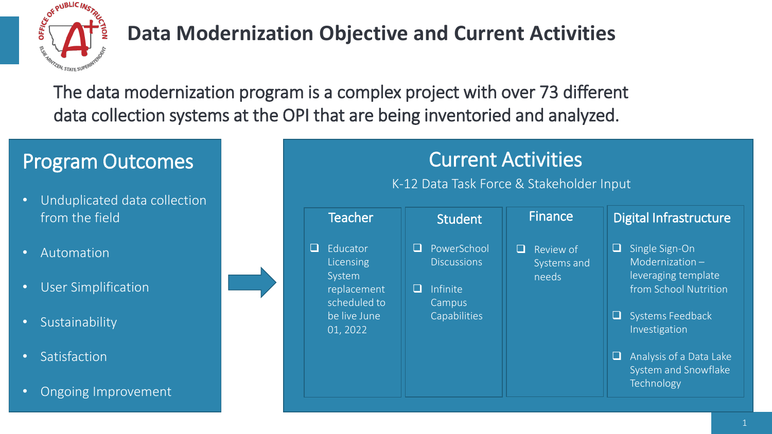# Data Modernization Objective and Current Activities

The data modernization program is a complex project with over 73 different data collection systems at the OPI that are being inventoried and analyzed.

## Program Outcomes

- Unduplicated data collection from the field
- Automation
- User Simplification
- Sustainability
- Satisfaction
- Ongoing Improvement

## Current Activities

K-12 Data Task Force & Stakeholder Input

### Teacher

- [ ] Educator Licensing System replacement scheduled to be live June 01, 2022

### Student

- [ ] PowerSchool Discussions
- [ ] Infinite Campus Capabilities

### Finance

- [ ] Review of Systems and needs

### Digital Infrastructure

- [ ] Single Sign-On Modernization – leveraging template from School Nutrition
- [ ] Systems Feedback Investigation
- [ ] Analysis of a Data Lake System and Snowflake Technology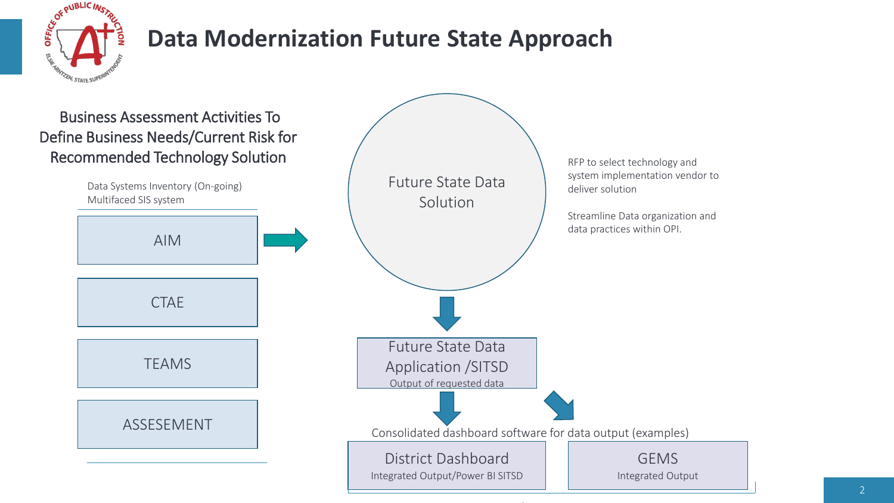# Data Modernization Future State Approach

## Business Assessment Activities To Define Business Needs/Current Risk for Recommended Technology Solution

Data Systems Inventory (On-going)
Multifaced SIS system

- AIM
- CTAE
- TEAMS
- ASSESEMENT

**Future State Data Solution**

RFP to select technology and system implementation vendor to deliver solution

Streamline Data organization and data practices within OPI.

**Future State Data Application /SITSD**
Output of requested data

Consolidated dashboard software for data output (examples)

**District Dashboard**
Integrated Output/Power BI SITSD

**GEMS**
Integrated Output